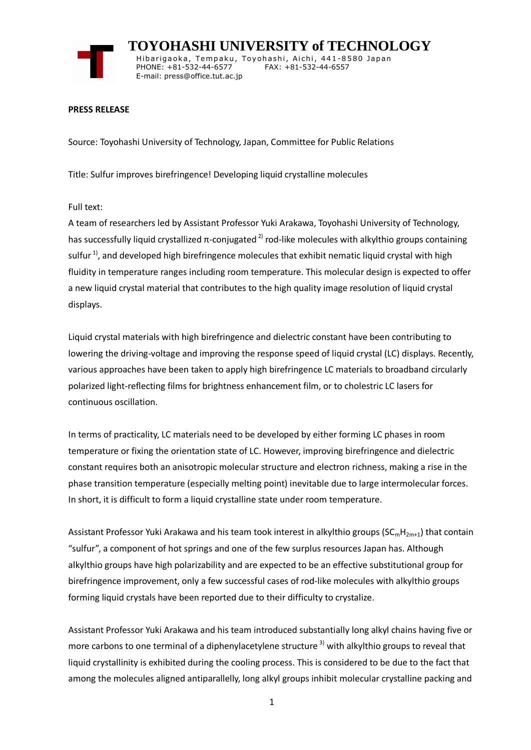**TOYOHASHI UNIVERSITY of TECHNOLOGY**

Hibarigaoka, Tempaku, Toyohashi, Aichi, 441-8580 Japan
PHONE: +81-532-44-6577 FAX: +81-532-44-6557
E-mail: press@office.tut.ac.jp

**PRESS RELEASE**

Source: Toyohashi University of Technology, Japan, Committee for Public Relations

Title: Sulfur improves birefringence! Developing liquid crystalline molecules

Full text:

A team of researchers led by Assistant Professor Yuki Arakawa, Toyohashi University of Technology, has successfully liquid crystallized π-conjugated [2)] rod-like molecules with alkylthio groups containing sulfur [1)], and developed high birefringence molecules that exhibit nematic liquid crystal with high fluidity in temperature ranges including room temperature. This molecular design is expected to offer a new liquid crystal material that contributes to the high quality image resolution of liquid crystal displays.

Liquid crystal materials with high birefringence and dielectric constant have been contributing to lowering the driving-voltage and improving the response speed of liquid crystal (LC) displays. Recently, various approaches have been taken to apply high birefringence LC materials to broadband circularly polarized light-reflecting films for brightness enhancement film, or to cholestric LC lasers for continuous oscillation.

In terms of practicality, LC materials need to be developed by either forming LC phases in room temperature or fixing the orientation state of LC. However, improving birefringence and dielectric constant requires both an anisotropic molecular structure and electron richness, making a rise in the phase transition temperature (especially melting point) inevitable due to large intermolecular forces. In short, it is difficult to form a liquid crystalline state under room temperature.

Assistant Professor Yuki Arakawa and his team took interest in alkylthio groups ($SC_mH_{2m+1}$) that contain "sulfur", a component of hot springs and one of the few surplus resources Japan has. Although alkylthio groups have high polarizability and are expected to be an effective substitutional group for birefringence improvement, only a few successful cases of rod-like molecules with alkylthio groups forming liquid crystals have been reported due to their difficulty to crystalize.

Assistant Professor Yuki Arakawa and his team introduced substantially long alkyl chains having five or more carbons to one terminal of a diphenylacetylene structure [3)] with alkylthio groups to reveal that liquid crystallinity is exhibited during the cooling process. This is considered to be due to the fact that among the molecules aligned antiparallelly, long alkyl groups inhibit molecular crystalline packing and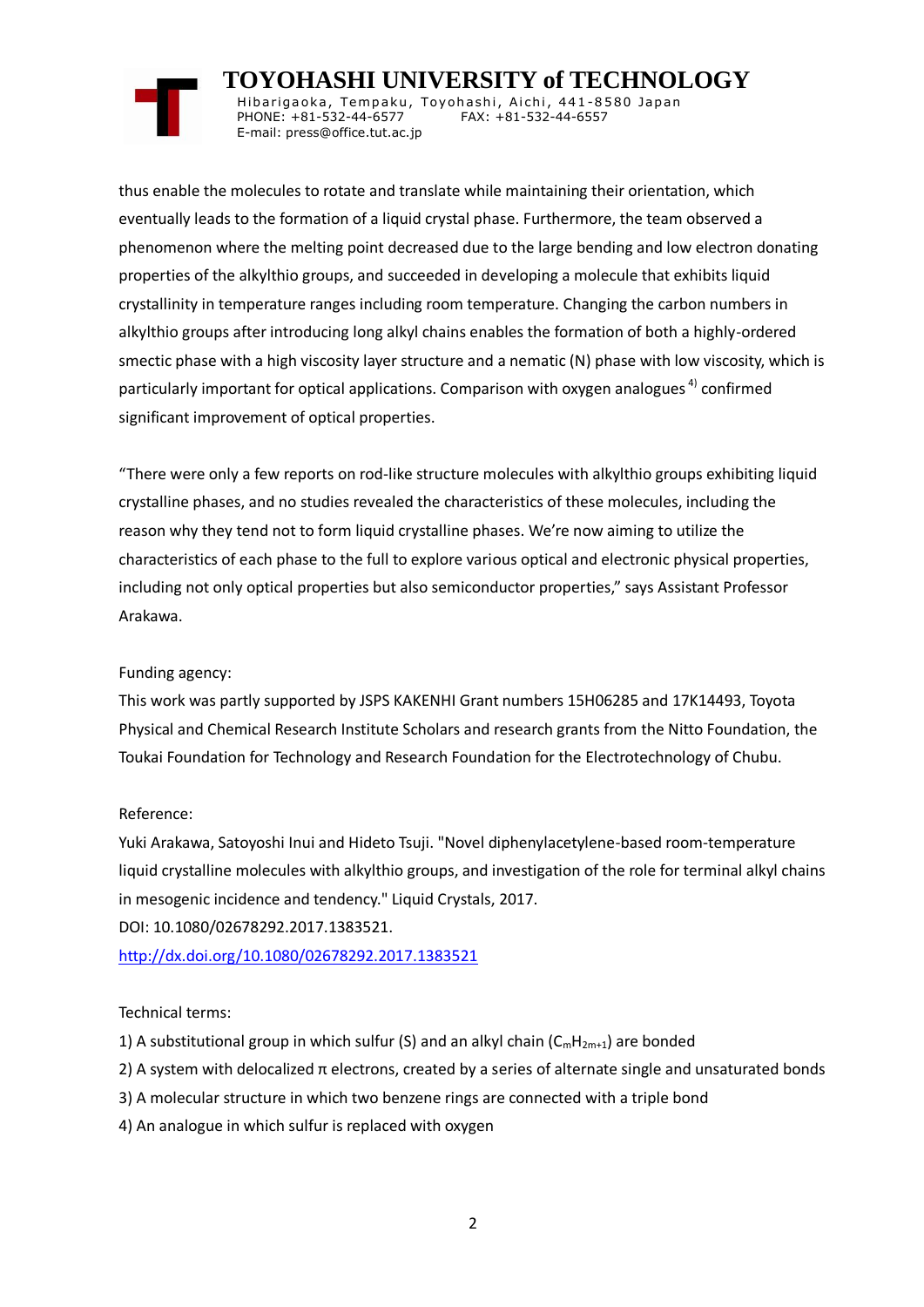thus enable the molecules to rotate and translate while maintaining their orientation, which eventually leads to the formation of a liquid crystal phase. Furthermore, the team observed a phenomenon where the melting point decreased due to the large bending and low electron donating properties of the alkylthio groups, and succeeded in developing a molecule that exhibits liquid crystallinity in temperature ranges including room temperature. Changing the carbon numbers in alkylthio groups after introducing long alkyl chains enables the formation of both a highly-ordered smectic phase with a high viscosity layer structure and a nematic (N) phase with low viscosity, which is particularly important for optical applications. Comparison with oxygen analogues [4] confirmed significant improvement of optical properties.

"There were only a few reports on rod-like structure molecules with alkylthio groups exhibiting liquid crystalline phases, and no studies revealed the characteristics of these molecules, including the reason why they tend not to form liquid crystalline phases. We're now aiming to utilize the characteristics of each phase to the full to explore various optical and electronic physical properties, including not only optical properties but also semiconductor properties," says Assistant Professor Arakawa.

Funding agency:

This work was partly supported by JSPS KAKENHI Grant numbers 15H06285 and 17K14493, Toyota Physical and Chemical Research Institute Scholars and research grants from the Nitto Foundation, the Toukai Foundation for Technology and Research Foundation for the Electrotechnology of Chubu.

Reference:

Yuki Arakawa, Satoyoshi Inui and Hideto Tsuji. "Novel diphenylacetylene-based room-temperature liquid crystalline molecules with alkylthio groups, and investigation of the role for terminal alkyl chains in mesogenic incidence and tendency." Liquid Crystals, 2017.

DOI: 10.1080/02678292.2017.1383521.

http://dx.doi.org/10.1080/02678292.2017.1383521

Technical terms:

1) A substitutional group in which sulfur (S) and an alkyl chain ($C_mH_{2m+1}$) are bonded
2) A system with delocalized π electrons, created by a series of alternate single and unsaturated bonds
3) A molecular structure in which two benzene rings are connected with a triple bond
4) An analogue in which sulfur is replaced with oxygen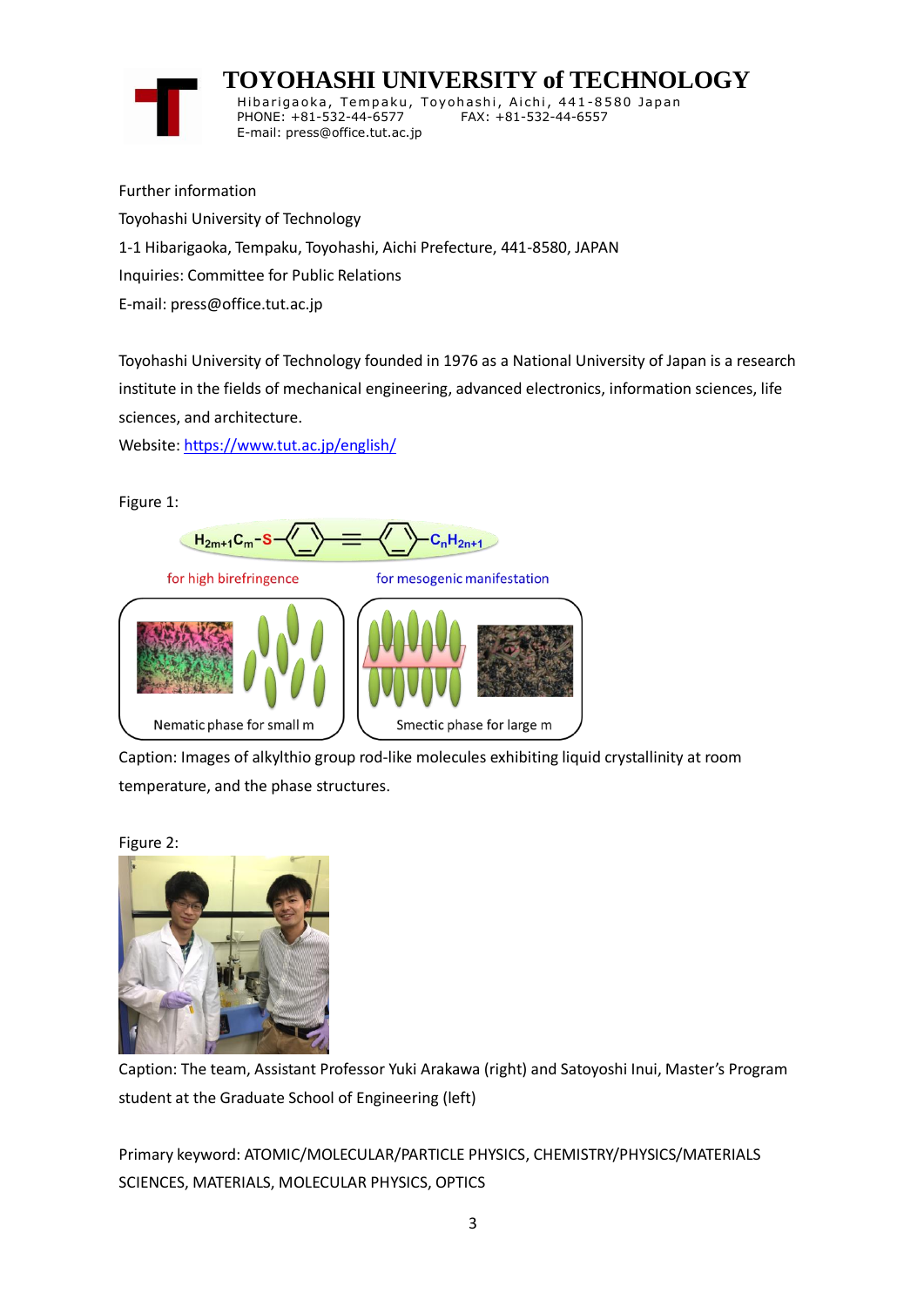# TOYOHASHI UNIVERSITY of TECHNOLOGY

Hibarigaoka, Tempaku, Toyohashi, Aichi, 441-8580 Japan
PHONE: +81-532-44-6577 FAX: +81-532-44-6557
E-mail: press@office.tut.ac.jp

Further information
Toyohashi University of Technology
1-1 Hibarigaoka, Tempaku, Toyohashi, Aichi Prefecture, 441-8580, JAPAN
Inquiries: Committee for Public Relations
E-mail: press@office.tut.ac.jp

Toyohashi University of Technology founded in 1976 as a National University of Japan is a research institute in the fields of mechanical engineering, advanced electronics, information sciences, life sciences, and architecture.
Website: https://www.tut.ac.jp/english/

Figure 1:

$H_{2m+1}C_m$-S

for high birefringence

$C_nH_{2n+1}$

for mesogenic manifestation

Nematic phase for small m

Smectic phase for large m

Caption: Images of alkylthio group rod-like molecules exhibiting liquid crystallinity at room temperature, and the phase structures.

Figure 2:

Caption: The team, Assistant Professor Yuki Arakawa (right) and Satoyoshi Inui, Master's Program student at the Graduate School of Engineering (left)

Primary keyword: ATOMIC/MOLECULAR/PARTICLE PHYSICS, CHEMISTRY/PHYSICS/MATERIALS SCIENCES, MATERIALS, MOLECULAR PHYSICS, OPTICS